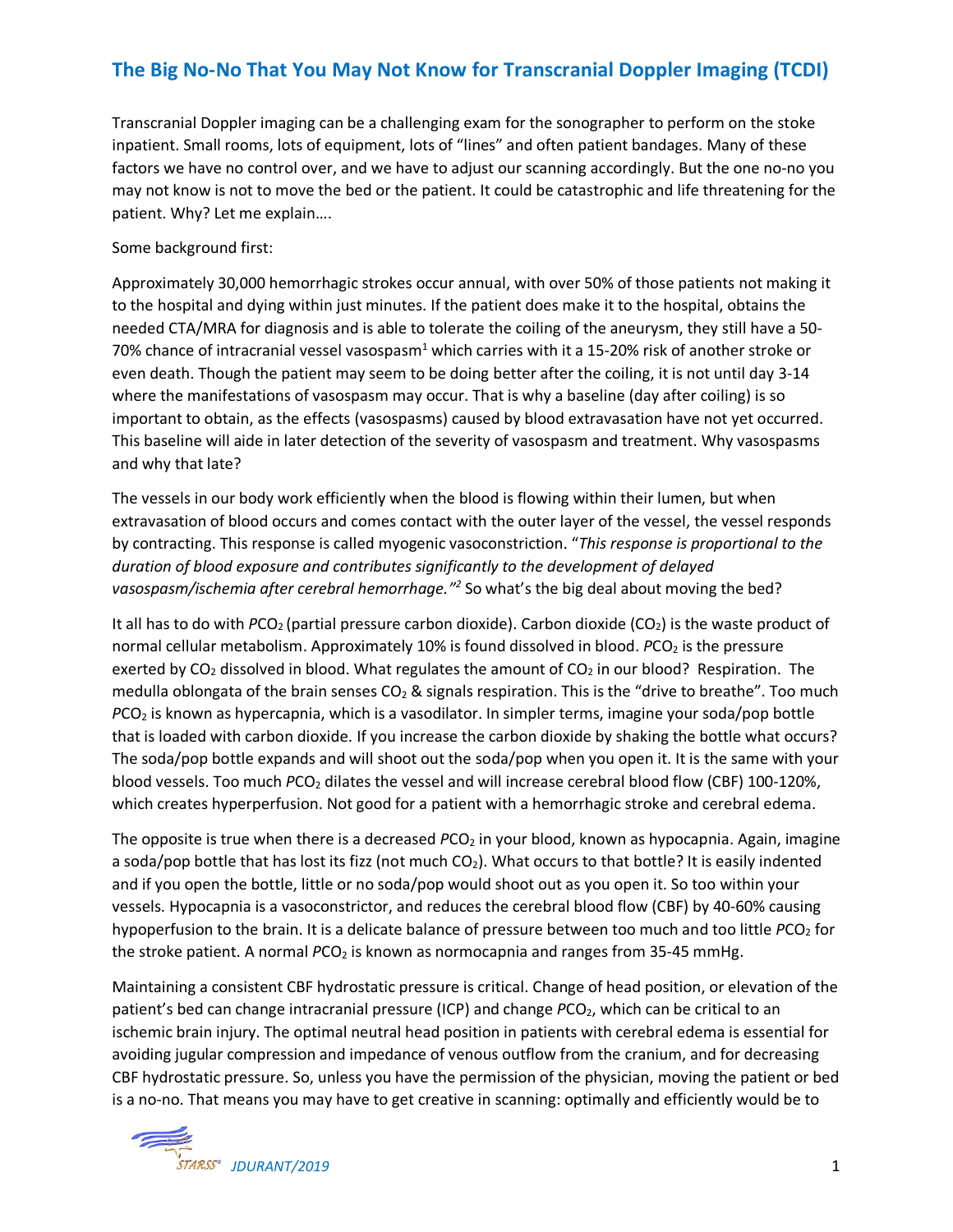# The Big No-No That You May Not Know for Transcranial Doppler Imaging (TCDI)

Transcranial Doppler imaging can be a challenging exam for the sonographer to perform on the stoke inpatient. Small rooms, lots of equipment, lots of "lines" and often patient bandages. Many of these factors we have no control over, and we have to adjust our scanning accordingly. But the one no-no you may not know is not to move the bed or the patient. It could be catastrophic and life threatening for the patient. Why? Let me explain….

Some background first:

Approximately 30,000 hemorrhagic strokes occur annual, with over 50% of those patients not making it to the hospital and dying within just minutes. If the patient does make it to the hospital, obtains the needed CTA/MRA for diagnosis and is able to tolerate the coiling of the aneurysm, they still have a 50-70% chance of intracranial vessel vasospasm[1] which carries with it a 15-20% risk of another stroke or even death. Though the patient may seem to be doing better after the coiling, it is not until day 3-14 where the manifestations of vasospasm may occur. That is why a baseline (day after coiling) is so important to obtain, as the effects (vasospasms) caused by blood extravasation have not yet occurred. This baseline will aide in later detection of the severity of vasospasm and treatment. Why vasospasms and why that late?

The vessels in our body work efficiently when the blood is flowing within their lumen, but when extravasation of blood occurs and comes contact with the outer layer of the vessel, the vessel responds by contracting. This response is called myogenic vasoconstriction. "*This response is proportional to the duration of blood exposure and contributes significantly to the development of delayed vasospasm/ischemia after cerebral hemorrhage.*"[2] So what's the big deal about moving the bed?

It all has to do with $PCO_2$ (partial pressure carbon dioxide). Carbon dioxide ($CO_2$) is the waste product of normal cellular metabolism. Approximately 10% is found dissolved in blood. $PCO_2$ is the pressure exerted by $CO_2$ dissolved in blood. What regulates the amount of $CO_2$ in our blood? Respiration. The medulla oblongata of the brain senses $CO_2$ & signals respiration. This is the "drive to breathe". Too much $PCO_2$ is known as hypercapnia, which is a vasodilator. In simpler terms, imagine your soda/pop bottle that is loaded with carbon dioxide. If you increase the carbon dioxide by shaking the bottle what occurs? The soda/pop bottle expands and will shoot out the soda/pop when you open it. It is the same with your blood vessels. Too much $PCO_2$ dilates the vessel and will increase cerebral blood flow (CBF) 100-120%, which creates hyperperfusion. Not good for a patient with a hemorrhagic stroke and cerebral edema.

The opposite is true when there is a decreased $PCO_2$ in your blood, known as hypocapnia. Again, imagine a soda/pop bottle that has lost its fizz (not much $CO_2$). What occurs to that bottle? It is easily indented and if you open the bottle, little or no soda/pop would shoot out as you open it. So too within your vessels. Hypocapnia is a vasoconstrictor, and reduces the cerebral blood flow (CBF) by 40-60% causing hypoperfusion to the brain. It is a delicate balance of pressure between too much and too little $PCO_2$ for the stroke patient. A normal $PCO_2$ is known as normocapnia and ranges from 35-45 mmHg.

Maintaining a consistent CBF hydrostatic pressure is critical. Change of head position, or elevation of the patient's bed can change intracranial pressure (ICP) and change $PCO_2$, which can be critical to an ischemic brain injury. The optimal neutral head position in patients with cerebral edema is essential for avoiding jugular compression and impedance of venous outflow from the cranium, and for decreasing CBF hydrostatic pressure. So, unless you have the permission of the physician, moving the patient or bed is a no-no. That means you may have to get creative in scanning: optimally and efficiently would be to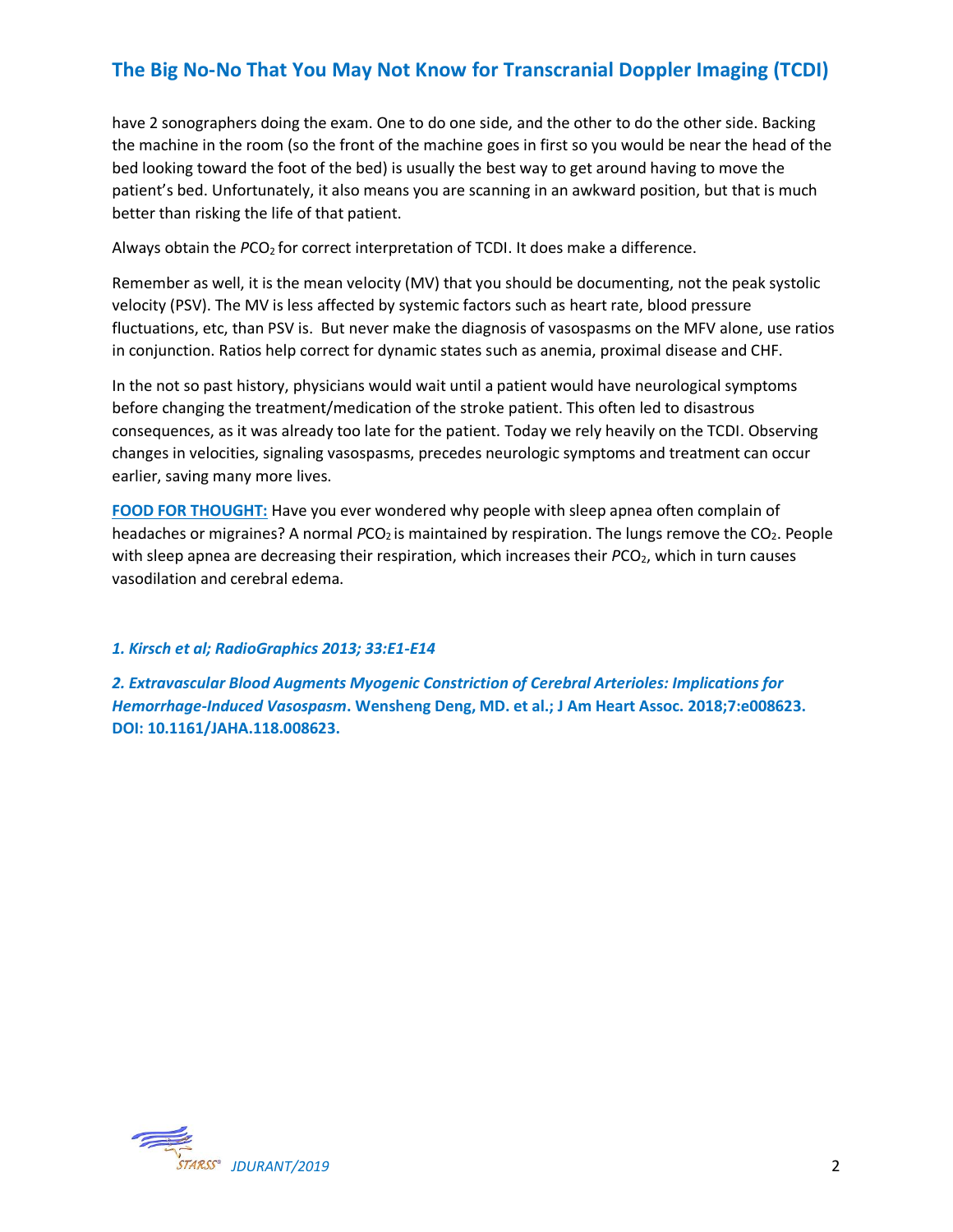have 2 sonographers doing the exam. One to do one side, and the other to do the other side. Backing the machine in the room (so the front of the machine goes in first so you would be near the head of the bed looking toward the foot of the bed) is usually the best way to get around having to move the patient's bed. Unfortunately, it also means you are scanning in an awkward position, but that is much better than risking the life of that patient.

Always obtain the $PCO_2$ for correct interpretation of TCDI. It does make a difference.

Remember as well, it is the mean velocity (MV) that you should be documenting, not the peak systolic velocity (PSV). The MV is less affected by systemic factors such as heart rate, blood pressure fluctuations, etc, than PSV is. But never make the diagnosis of vasospasms on the MFV alone, use ratios in conjunction. Ratios help correct for dynamic states such as anemia, proximal disease and CHF.

In the not so past history, physicians would wait until a patient would have neurological symptoms before changing the treatment/medication of the stroke patient. This often led to disastrous consequences, as it was already too late for the patient. Today we rely heavily on the TCDI. Observing changes in velocities, signaling vasospasms, precedes neurologic symptoms and treatment can occur earlier, saving many more lives.

**FOOD FOR THOUGHT:** Have you ever wondered why people with sleep apnea often complain of headaches or migraines? A normal $PCO_2$ is maintained by respiration. The lungs remove the $CO_2$. People with sleep apnea are decreasing their respiration, which increases their $PCO_2$, which in turn causes vasodilation and cerebral edema.

*1. Kirsch et al; RadioGraphics 2013; 33:E1-E14*

***2. Extravascular Blood Augments Myogenic Constriction of Cerebral Arterioles: Implications for Hemorrhage-Induced Vasospasm*. Wensheng Deng, MD. et al.; J Am Heart Assoc. 2018;7:e008623. DOI: 10.1161/JAHA.118.008623.**